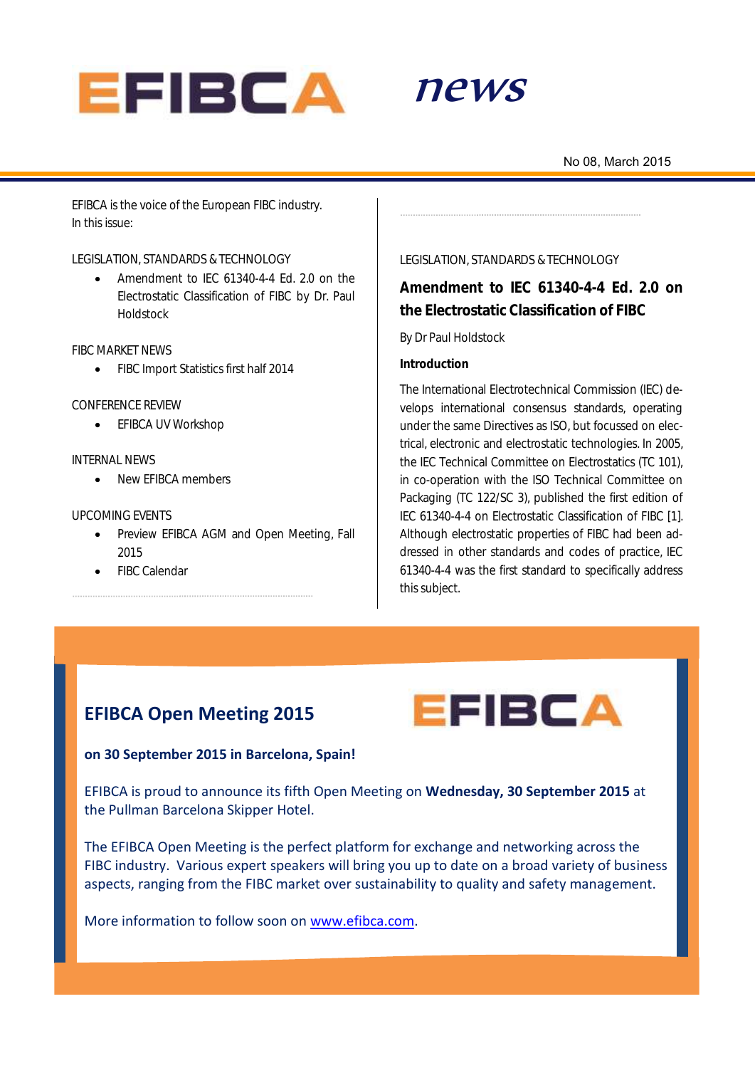# EFIBCA news

No 08, March 2015

EFIBCA is the voice of the European FIBC industry.
In this issue:

LEGISLATION, STANDARDS & TECHNOLOGY

- Amendment to IEC 61340-4-4 Ed. 2.0 on the Electrostatic Classification of FIBC by Dr. Paul Holdstock

FIBC MARKET NEWS

- FIBC Import Statistics first half 2014

CONFERENCE REVIEW

- EFIBCA UV Workshop

INTERNAL NEWS

- New EFIBCA members

UPCOMING EVENTS

- Preview EFIBCA AGM and Open Meeting, Fall 2015
- FIBC Calendar

LEGISLATION, STANDARDS & TECHNOLOGY

## Amendment to IEC 61340-4-4 Ed. 2.0 on the Electrostatic Classification of FIBC

By Dr Paul Holdstock

**Introduction**

The International Electrotechnical Commission (IEC) develops international consensus standards, operating under the same Directives as ISO, but focussed on electrical, electronic and electrostatic technologies. In 2005, the IEC Technical Committee on Electrostatics (TC 101), in co-operation with the ISO Technical Committee on Packaging (TC 122/SC 3), published the first edition of IEC 61340-4-4 on Electrostatic Classification of FIBC [1]. Although electrostatic properties of FIBC had been addressed in other standards and codes of practice, IEC 61340-4-4 was the first standard to specifically address this subject.

## EFIBCA Open Meeting 2015

EFIBCA

**on 30 September 2015 in Barcelona, Spain!**

EFIBCA is proud to announce its fifth Open Meeting on **Wednesday, 30 September 2015** at the Pullman Barcelona Skipper Hotel.

The EFIBCA Open Meeting is the perfect platform for exchange and networking across the FIBC industry. Various expert speakers will bring you up to date on a broad variety of business aspects, ranging from the FIBC market over sustainability to quality and safety management.

More information to follow soon on www.efibca.com.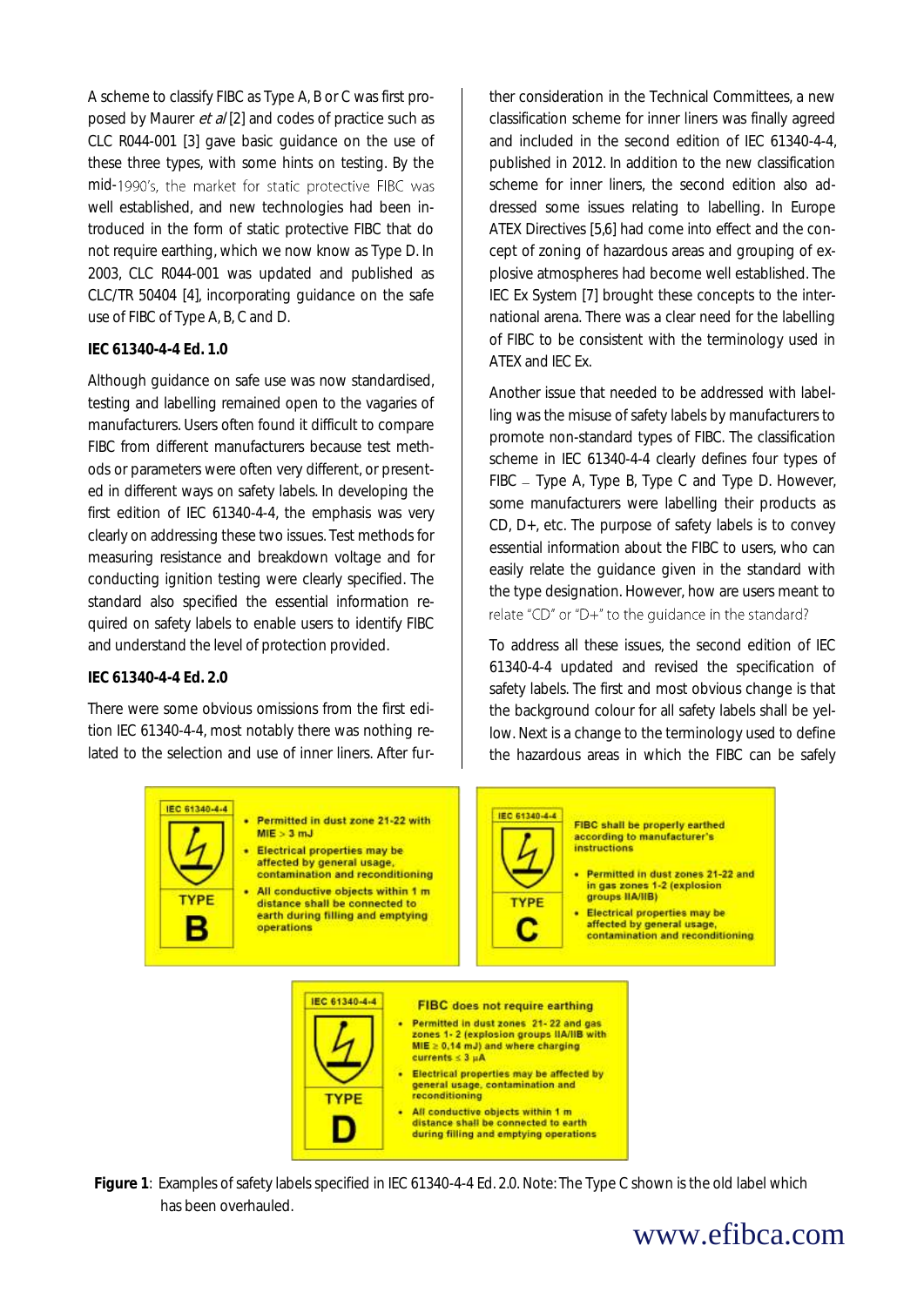A scheme to classify FIBC as Type A, B or C was first proposed by Maurer *et al* [2] and codes of practice such as CLC R044-001 [3] gave basic guidance on the use of these three types, with some hints on testing. By the mid-1990's, the market for static protective FIBC was well established, and new technologies had been introduced in the form of static protective FIBC that do not require earthing, which we now know as Type D. In 2003, CLC R044-001 was updated and published as CLC/TR 50404 [4], incorporating guidance on the safe use of FIBC of Type A, B, C and D.

**IEC 61340-4-4 Ed. 1.0**

Although guidance on safe use was now standardised, testing and labelling remained open to the vagaries of manufacturers. Users often found it difficult to compare FIBC from different manufacturers because test methods or parameters were often very different, or presented in different ways on safety labels. In developing the first edition of IEC 61340-4-4, the emphasis was very clearly on addressing these two issues. Test methods for measuring resistance and breakdown voltage and for conducting ignition testing were clearly specified. The standard also specified the essential information required on safety labels to enable users to identify FIBC and understand the level of protection provided.

**IEC 61340-4-4 Ed. 2.0**

There were some obvious omissions from the first edition IEC 61340-4-4, most notably there was nothing related to the selection and use of inner liners. After further consideration in the Technical Committees, a new classification scheme for inner liners was finally agreed and included in the second edition of IEC 61340-4-4, published in 2012. In addition to the new classification scheme for inner liners, the second edition also addressed some issues relating to labelling. In Europe ATEX Directives [5,6] had come into effect and the concept of zoning of hazardous areas and grouping of explosive atmospheres had become well established. The IEC Ex System [7] brought these concepts to the international arena. There was a clear need for the labelling of FIBC to be consistent with the terminology used in ATEX and IEC Ex.

Another issue that needed to be addressed with labelling was the misuse of safety labels by manufacturers to promote non-standard types of FIBC. The classification scheme in IEC 61340-4-4 clearly defines four types of FIBC – Type A, Type B, Type C and Type D. However, some manufacturers were labelling their products as CD, D+, etc. The purpose of safety labels is to convey essential information about the FIBC to users, who can easily relate the guidance given in the standard with the type designation. However, how are users meant to relate "CD" or "D+" to the guidance in the standard?

To address all these issues, the second edition of IEC 61340-4-4 updated and revised the specification of safety labels. The first and most obvious change is that the background colour for all safety labels shall be yellow. Next is a change to the terminology used to define the hazardous areas in which the FIBC can be safely

IEC 61340-4-4

TYPE B

- Permitted in dust zone 21-22 with MIE > 3 mJ
- Electrical properties may be affected by general usage, contamination and reconditioning
- All conductive objects within 1 m distance shall be connected to earth during filling and emptying operations

IEC 61340-4-4

TYPE C

FIBC shall be properly earthed according to manufacturer's instructions

- Permitted in dust zones 21-22 and in gas zones 1-2 (explosion groups IIA/IIB)
- Electrical properties may be affected by general usage, contamination and reconditioning

IEC 61340-4-4

TYPE D

FIBC does not require earthing

- Permitted in dust zones 21- 22 and gas zones 1- 2 (explosion groups IIA/IIB with MIE ≥ 0,14 mJ) and where charging currents ≤ 3 µA
- Electrical properties may be affected by general usage, contamination and reconditioning
- All conductive objects within 1 m distance shall be connected to earth during filling and emptying operations

**Figure 1**: Examples of safety labels specified in IEC 61340-4-4 Ed. 2.0. Note: The Type C shown is the old label which has been overhauled.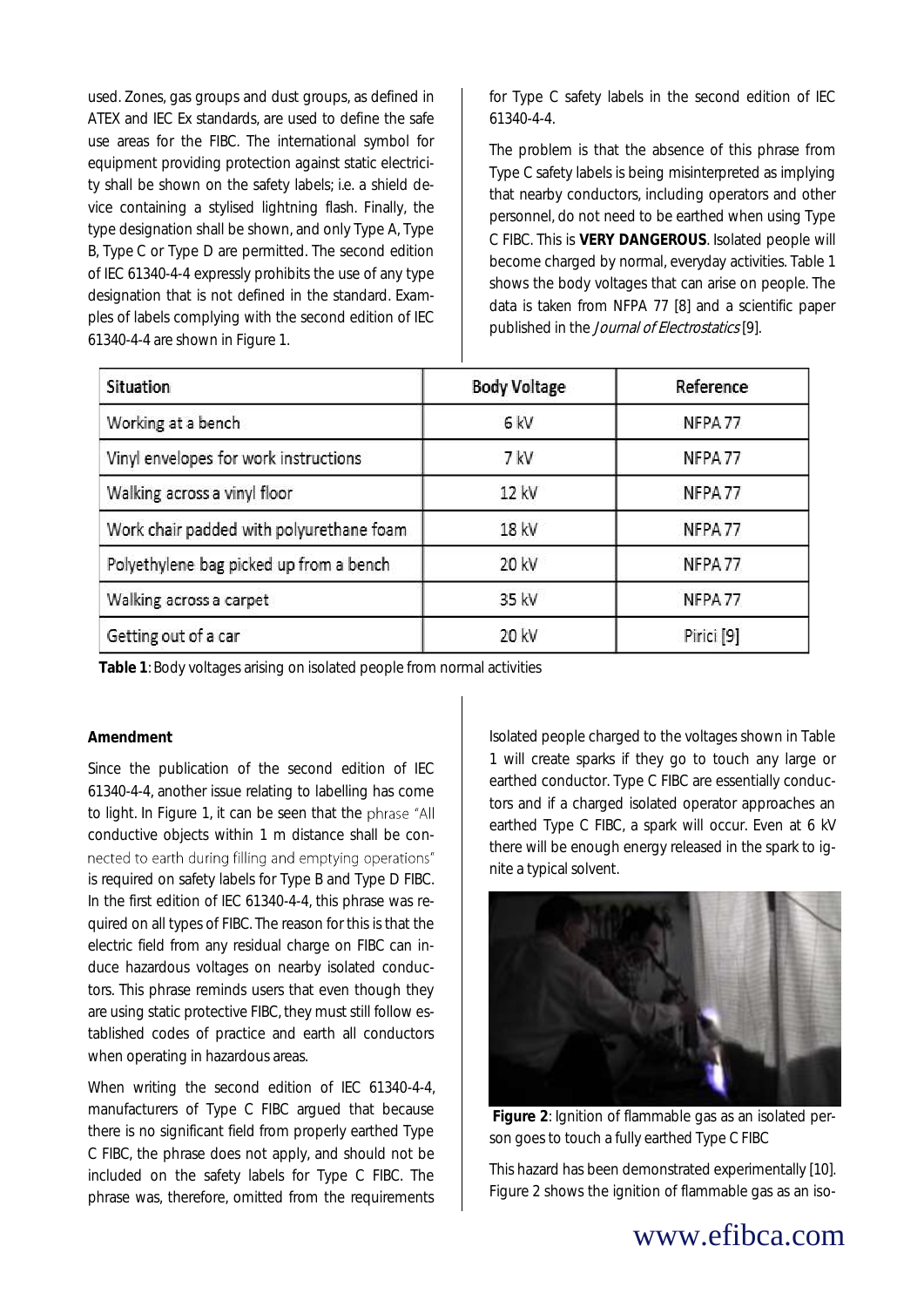used. Zones, gas groups and dust groups, as defined in ATEX and IEC Ex standards, are used to define the safe use areas for the FIBC. The international symbol for equipment providing protection against static electricity shall be shown on the safety labels; i.e. a shield device containing a stylised lightning flash. Finally, the type designation shall be shown, and only Type A, Type B, Type C or Type D are permitted. The second edition of IEC 61340-4-4 expressly prohibits the use of any type designation that is not defined in the standard. Examples of labels complying with the second edition of IEC 61340-4-4 are shown in Figure 1.

## Amendment

Since the publication of the second edition of IEC 61340-4-4, another issue relating to labelling has come to light. In Figure 1, it can be seen that the phrase "All conductive objects within 1 m distance shall be connected to earth during filling and emptying operations" is required on safety labels for Type B and Type D FIBC. In the first edition of IEC 61340-4-4, this phrase was required on all types of FIBC. The reason for this is that the electric field from any residual charge on FIBC can induce hazardous voltages on nearby isolated conductors. This phrase reminds users that even though they are using static protective FIBC, they must still follow established codes of practice and earth all conductors when operating in hazardous areas.

When writing the second edition of IEC 61340-4-4, manufacturers of Type C FIBC argued that because there is no significant field from properly earthed Type C FIBC, the phrase does not apply, and should not be included on the safety labels for Type C FIBC. The phrase was, therefore, omitted from the requirements for Type C safety labels in the second edition of IEC 61340-4-4.

The problem is that the absence of this phrase from Type C safety labels is being misinterpreted as implying that nearby conductors, including operators and other personnel, do not need to be earthed when using Type C FIBC. This is **VERY DANGEROUS**. Isolated people will become charged by normal, everyday activities. Table 1 shows the body voltages that can arise on people. The data is taken from NFPA 77 [8] and a scientific paper published in the *Journal of Electrostatics* [9].

| Situation | Body Voltage | Reference |
|---|---|---|
| Working at a bench | 6 kV | NFPA 77 |
| Vinyl envelopes for work instructions | 7 kV | NFPA 77 |
| Walking across a vinyl floor | 12 kV | NFPA 77 |
| Work chair padded with polyurethane foam | 18 kV | NFPA 77 |
| Polyethylene bag picked up from a bench | 20 kV | NFPA 77 |
| Walking across a carpet | 35 kV | NFPA 77 |
| Getting out of a car | 20 kV | Pirici [9] |

**Table 1**: Body voltages arising on isolated people from normal activities

Isolated people charged to the voltages shown in Table 1 will create sparks if they go to touch any large or earthed conductor. Type C FIBC are essentially conductors and if a charged isolated operator approaches an earthed Type C FIBC, a spark will occur. Even at 6 kV there will be enough energy released in the spark to ignite a typical solvent.

**Figure 2**: Ignition of flammable gas as an isolated person goes to touch a fully earthed Type C FIBC

This hazard has been demonstrated experimentally [10]. Figure 2 shows the ignition of flammable gas as an iso-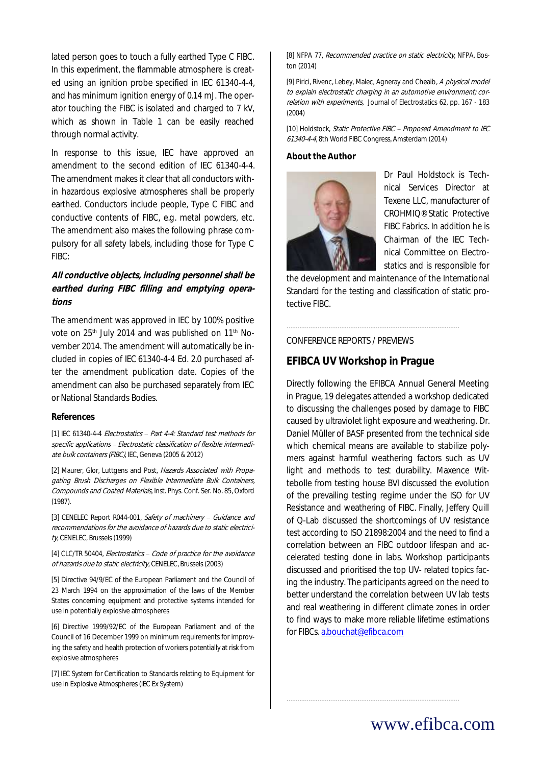lated person goes to touch a fully earthed Type C FIBC. In this experiment, the flammable atmosphere is created using an ignition probe specified in IEC 61340-4-4, and has minimum ignition energy of 0.14 mJ. The operator touching the FIBC is isolated and charged to 7 kV, which as shown in Table 1 can be easily reached through normal activity.

In response to this issue, IEC have approved an amendment to the second edition of IEC 61340-4-4. The amendment makes it clear that all conductors within hazardous explosive atmospheres shall be properly earthed. Conductors include people, Type C FIBC and conductive contents of FIBC, e.g. metal powders, etc. The amendment also makes the following phrase compulsory for all safety labels, including those for Type C FIBC:

***All conductive objects, including personnel shall be earthed during FIBC filling and emptying operations***

The amendment was approved in IEC by 100% positive vote on 25th July 2014 and was published on 11th November 2014. The amendment will automatically be included in copies of IEC 61340-4-4 Ed. 2.0 purchased after the amendment publication date. Copies of the amendment can also be purchased separately from IEC or National Standards Bodies.

**References**

[1] IEC 61340-4-4 *Electrostatics – Part 4-4: Standard test methods for specific applications – Electrostatic classification of flexible intermediate bulk containers (FIBC)*, IEC, Geneva (2005 & 2012)

[2] Maurer, Glor, Luttgens and Post, *Hazards Associated with Propagating Brush Discharges on Flexible Intermediate Bulk Containers, Compounds and Coated Materials*, Inst. Phys. Conf. Ser. No. 85, Oxford (1987).

[3] CENELEC Report R044-001, *Safety of machinery – Guidance and recommendations for the avoidance of hazards due to static electricity*, CENELEC, Brussels (1999)

[4] CLC/TR 50404, *Electrostatics – Code of practice for the avoidance of hazards due to static electricity*, CENELEC, Brussels (2003)

[5] Directive 94/9/EC of the European Parliament and the Council of 23 March 1994 on the approximation of the laws of the Member States concerning equipment and protective systems intended for use in potentially explosive atmospheres

[6] Directive 1999/92/EC of the European Parliament and of the Council of 16 December 1999 on minimum requirements for improving the safety and health protection of workers potentially at risk from explosive atmospheres

[7] IEC System for Certification to Standards relating to Equipment for use in Explosive Atmospheres (IEC Ex System)

[8] NFPA 77, *Recommended practice on static electricity*, NFPA, Boston (2014)

[9] Pirici, Rivenc, Lebey, Malec, Agneray and Cheaib, *A physical model to explain electrostatic charging in an automotive environment; correlation with experiments*, Journal of Electrostatics 62, pp. 167 - 183 (2004)

[10] Holdstock, *Static Protective FIBC – Proposed Amendment to IEC 61340-4-4*, 8th World FIBC Congress, Amsterdam (2014)

**About the Author**

Dr Paul Holdstock is Technical Services Director at Texene LLC, manufacturer of CROHMIQ® Static Protective FIBC Fabrics. In addition he is Chairman of the IEC Technical Committee on Electrostatics and is responsible for the development and maintenance of the International Standard for the testing and classification of static protective FIBC.

CONFERENCE REPORTS / PREVIEWS

## EFIBCA UV Workshop in Prague

Directly following the EFIBCA Annual General Meeting in Prague, 19 delegates attended a workshop dedicated to discussing the challenges posed by damage to FIBC caused by ultraviolet light exposure and weathering. Dr. Daniel Müller of BASF presented from the technical side which chemical means are available to stabilize polymers against harmful weathering factors such as UV light and methods to test durability. Maxence Wittebolle from testing house BVI discussed the evolution of the prevailing testing regime under the ISO for UV Resistance and weathering of FIBC. Finally, Jeffery Quill of Q-Lab discussed the shortcomings of UV resistance test according to ISO 21898:2004 and the need to find a correlation between an FIBC outdoor lifespan and accelerated testing done in labs. Workshop participants discussed and prioritised the top UV- related topics facing the industry. The participants agreed on the need to better understand the correlation between UV lab tests and real weathering in different climate zones in order to find ways to make more reliable lifetime estimations for FIBCs. a.bouchat@efibca.com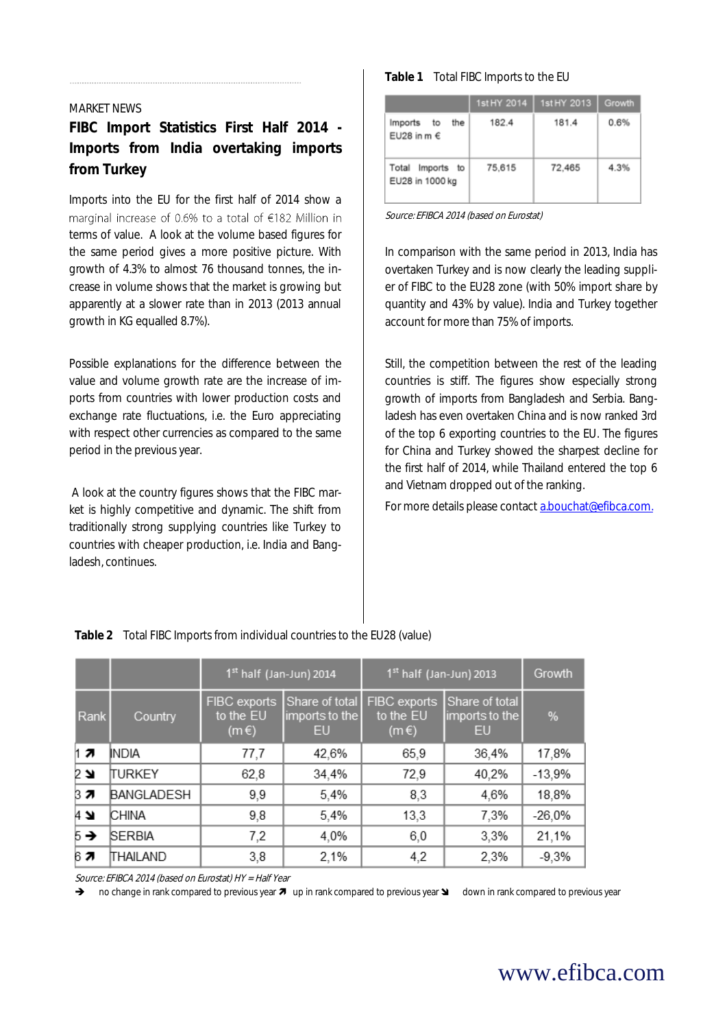MARKET NEWS

## FIBC Import Statistics First Half 2014 - Imports from India overtaking imports from Turkey

Imports into the EU for the first half of 2014 show a marginal increase of 0.6% to a total of €182 Million in terms of value. A look at the volume based figures for the same period gives a more positive picture. With growth of 4.3% to almost 76 thousand tonnes, the increase in volume shows that the market is growing but apparently at a slower rate than in 2013 (2013 annual growth in KG equalled 8.7%).

Possible explanations for the difference between the value and volume growth rate are the increase of imports from countries with lower production costs and exchange rate fluctuations, i.e. the Euro appreciating with respect other currencies as compared to the same period in the previous year.

A look at the country figures shows that the FIBC market is highly competitive and dynamic. The shift from traditionally strong supplying countries like Turkey to countries with cheaper production, i.e. India and Bangladesh, continues.

**Table 1** Total FIBC Imports to the EU

| | 1st HY 2014 | 1st HY 2013 | Growth |
|---|---|---|---|
| Imports to the EU28 in m € | 182.4 | 181.4 | 0.6% |
| Total Imports to EU28 in 1000 kg | 75,615 | 72,465 | 4.3% |

*Source: EFIBCA 2014 (based on Eurostat)*

In comparison with the same period in 2013, India has overtaken Turkey and is now clearly the leading supplier of FIBC to the EU28 zone (with 50% import share by quantity and 43% by value). India and Turkey together account for more than 75% of imports.

Still, the competition between the rest of the leading countries is stiff. The figures show especially strong growth of imports from Bangladesh and Serbia. Bangladesh has even overtaken China and is now ranked 3rd of the top 6 exporting countries to the EU. The figures for China and Turkey showed the sharpest decline for the first half of 2014, while Thailand entered the top 6 and Vietnam dropped out of the ranking.

For more details please contact a.bouchat@efibca.com.

**Table 2** Total FIBC Imports from individual countries to the EU28 (value)

| | | 1st half (Jan-Jun) 2014 | | 1st half (Jan-Jun) 2013 | | Growth |
|---|---|---|---|---|---|---|
| Rank | Country | FIBC exports to the EU (m €) | Share of total imports to the EU | FIBC exports to the EU (m €) | Share of total imports to the EU | % |
| 1 ↗ | INDIA | 77,7 | 42,6% | 65,9 | 36,4% | 17,8% |
| 2 ↘ | TURKEY | 62,8 | 34,4% | 72,9 | 40,2% | -13,9% |
| 3 ↗ | BANGLADESH | 9,9 | 5,4% | 8,3 | 4,6% | 18,8% |
| 4 ↘ | CHINA | 9,8 | 5,4% | 13,3 | 7,3% | -26,0% |
| 5 → | SERBIA | 7,2 | 4,0% | 6,0 | 3,3% | 21,1% |
| 6 ↗ | THAILAND | 3,8 | 2,1% | 4,2 | 2,3% | -9,3% |

*Source: EFIBCA 2014 (based on Eurostat) HY = Half Year*

→ no change in rank compared to previous year ↗ up in rank compared to previous year ↘ down in rank compared to previous year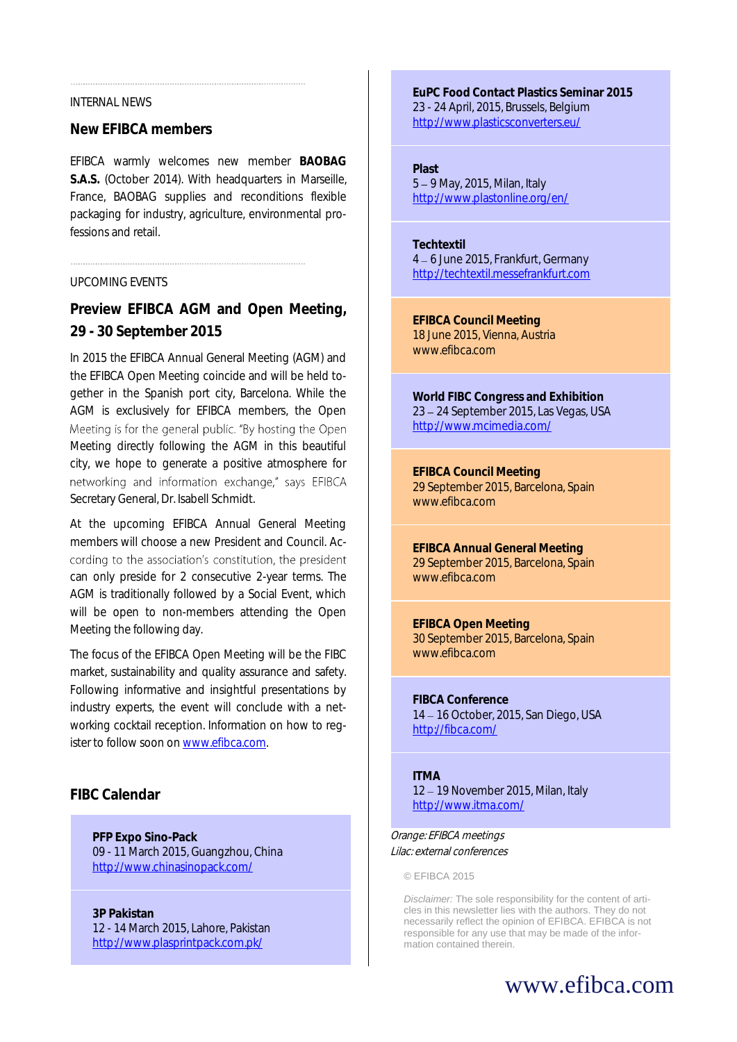INTERNAL NEWS

## New EFIBCA members

EFIBCA warmly welcomes new member **BAOBAG S.A.S.** (October 2014). With headquarters in Marseille, France, BAOBAG supplies and reconditions flexible packaging for industry, agriculture, environmental professions and retail.

UPCOMING EVENTS

## Preview EFIBCA AGM and Open Meeting, 29 - 30 September 2015

In 2015 the EFIBCA Annual General Meeting (AGM) and the EFIBCA Open Meeting coincide and will be held together in the Spanish port city, Barcelona. While the AGM is exclusively for EFIBCA members, the Open Meeting is for the general public. "By hosting the Open Meeting directly following the AGM in this beautiful city, we hope to generate a positive atmosphere for networking and information exchange," says EFIBCA Secretary General, Dr. Isabell Schmidt.

At the upcoming EFIBCA Annual General Meeting members will choose a new President and Council. According to the association's constitution, the president can only preside for 2 consecutive 2-year terms. The AGM is traditionally followed by a Social Event, which will be open to non-members attending the Open Meeting the following day.

The focus of the EFIBCA Open Meeting will be the FIBC market, sustainability and quality assurance and safety. Following informative and insightful presentations by industry experts, the event will conclude with a networking cocktail reception. Information on how to register to follow soon on www.efibca.com.

## FIBC Calendar

**PFP Expo Sino-Pack**
09 - 11 March 2015, Guangzhou, China
http://www.chinasinopack.com/

**3P Pakistan**
12 - 14 March 2015, Lahore, Pakistan
http://www.plasprintpack.com.pk/

**EuPC Food Contact Plastics Seminar 2015**
23 - 24 April, 2015, Brussels, Belgium
http://www.plasticsconverters.eu/

**Plast**
5 – 9 May, 2015, Milan, Italy
http://www.plastonline.org/en/

**Techtextil**
4 – 6 June 2015, Frankfurt, Germany
http://techtextil.messefrankfurt.com

**EFIBCA Council Meeting**
18 June 2015, Vienna, Austria
www.efibca.com

**World FIBC Congress and Exhibition**
23 – 24 September 2015, Las Vegas, USA
http://www.mcimedia.com/

**EFIBCA Council Meeting**
29 September 2015, Barcelona, Spain
www.efibca.com

**EFIBCA Annual General Meeting**
29 September 2015, Barcelona, Spain
www.efibca.com

**EFIBCA Open Meeting**
30 September 2015, Barcelona, Spain
www.efibca.com

**FIBCA Conference**
14 – 16 October, 2015, San Diego, USA
http://fibca.com/

**ITMA**
12 – 19 November 2015, Milan, Italy
http://www.itma.com/

*Orange: EFIBCA meetings*
*Lilac: external conferences*

© EFIBCA 2015

*Disclaimer:* The sole responsibility for the content of articles in this newsletter lies with the authors. They do not necessarily reflect the opinion of EFIBCA. EFIBCA is not responsible for any use that may be made of the information contained therein.

www.efibca.com